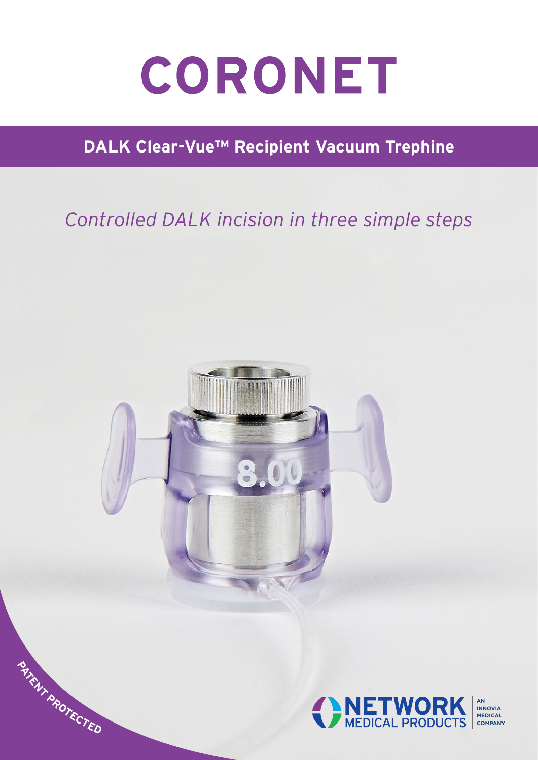# CORONET

## DALK Clear-Vue™ Recipient Vacuum Trephine

*Controlled DALK incision in three simple steps*

PATENT PROTECTED

NETWORK MEDICAL PRODUCTS

AN INNOVIA MEDICAL COMPANY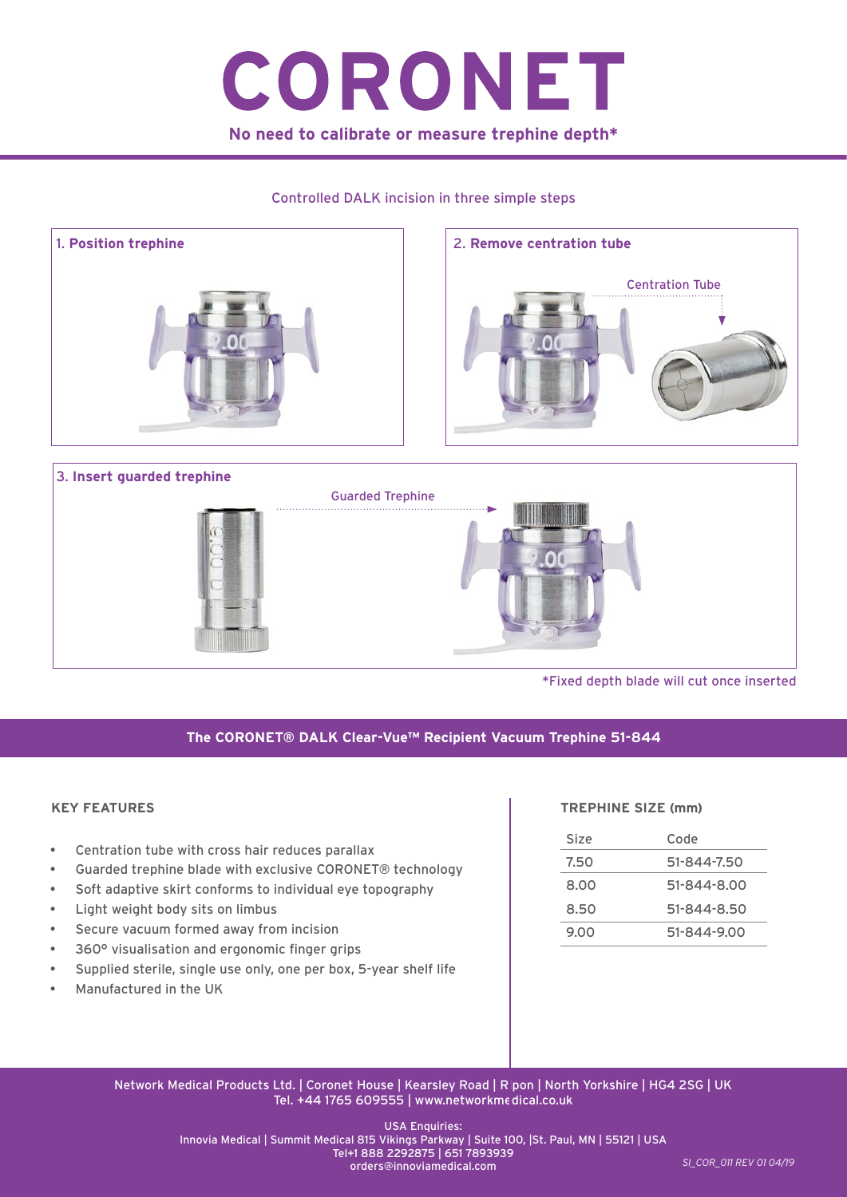# CORONET

**No need to calibrate or measure trephine depth***

Controlled DALK incision in three simple steps

1. **Position trephine**

2. **Remove centration tube**

Centration Tube

3. **Insert guarded trephine**

Guarded Trephine

*Fixed depth blade will cut once inserted

## The CORONET® DALK Clear-Vue™ Recipient Vacuum Trephine 51-844

### KEY FEATURES

- Centration tube with cross hair reduces parallax
- Guarded trephine blade with exclusive CORONET® technology
- Soft adaptive skirt conforms to individual eye topography
- Light weight body sits on limbus
- Secure vacuum formed away from incision
- 360° visualisation and ergonomic finger grips
- Supplied sterile, single use only, one per box, 5-year shelf life
- Manufactured in the UK

### TREPHINE SIZE (mm)

| Size | Code |
|---|---|
| 7.50 | 51-844-7.50 |
| 8.00 | 51-844-8.00 |
| 8.50 | 51-844-8.50 |
| 9.00 | 51-844-9.00 |

Network Medical Products Ltd. | Coronet House | Kearsley Road | R pon | North Yorkshire | HG4 2SG | UK
Tel. +44 1765 609555 | www.networkmedical.co.uk

USA Enquiries:
Innovia Medical | Summit Medical 815 Vikings Parkway | Suite 100, |St. Paul, MN | 55121 | USA
Tel+1 888 2292875 | 651 7893939
orders@innoviamedical.com

*SI_COR_011 REV 01 04/19*